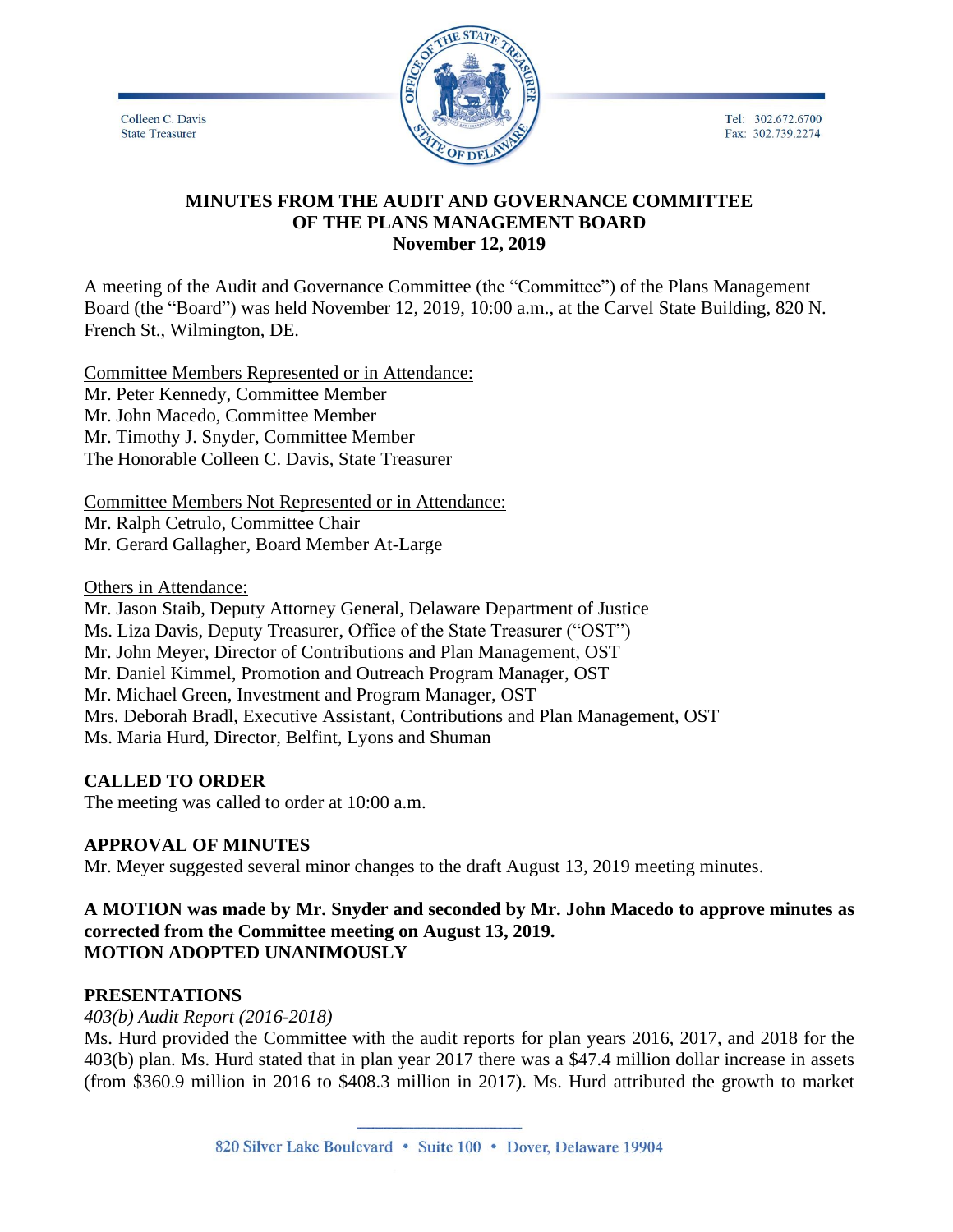Colleen C. Davis
State Treasurer

Tel: 302.672.6700
Fax: 302.739.2274

# MINUTES FROM THE AUDIT AND GOVERNANCE COMMITTEE OF THE PLANS MANAGEMENT BOARD
## November 12, 2019

A meeting of the Audit and Governance Committee (the "Committee") of the Plans Management Board (the "Board") was held November 12, 2019, 10:00 a.m., at the Carvel State Building, 820 N. French St., Wilmington, DE.

Committee Members Represented or in Attendance:
Mr. Peter Kennedy, Committee Member
Mr. John Macedo, Committee Member
Mr. Timothy J. Snyder, Committee Member
The Honorable Colleen C. Davis, State Treasurer

Committee Members Not Represented or in Attendance:
Mr. Ralph Cetrulo, Committee Chair
Mr. Gerard Gallagher, Board Member At-Large

Others in Attendance:
Mr. Jason Staib, Deputy Attorney General, Delaware Department of Justice
Ms. Liza Davis, Deputy Treasurer, Office of the State Treasurer ("OST")
Mr. John Meyer, Director of Contributions and Plan Management, OST
Mr. Daniel Kimmel, Promotion and Outreach Program Manager, OST
Mr. Michael Green, Investment and Program Manager, OST
Mrs. Deborah Bradl, Executive Assistant, Contributions and Plan Management, OST
Ms. Maria Hurd, Director, Belfint, Lyons and Shuman

**CALLED TO ORDER**
The meeting was called to order at 10:00 a.m.

**APPROVAL OF MINUTES**
Mr. Meyer suggested several minor changes to the draft August 13, 2019 meeting minutes.

**A MOTION was made by Mr. Snyder and seconded by Mr. John Macedo to approve minutes as corrected from the Committee meeting on August 13, 2019.**
**MOTION ADOPTED UNANIMOUSLY**

**PRESENTATIONS**
*403(b) Audit Report (2016-2018)*
Ms. Hurd provided the Committee with the audit reports for plan years 2016, 2017, and 2018 for the 403(b) plan. Ms. Hurd stated that in plan year 2017 there was a $47.4 million dollar increase in assets (from $360.9 million in 2016 to $408.3 million in 2017). Ms. Hurd attributed the growth to market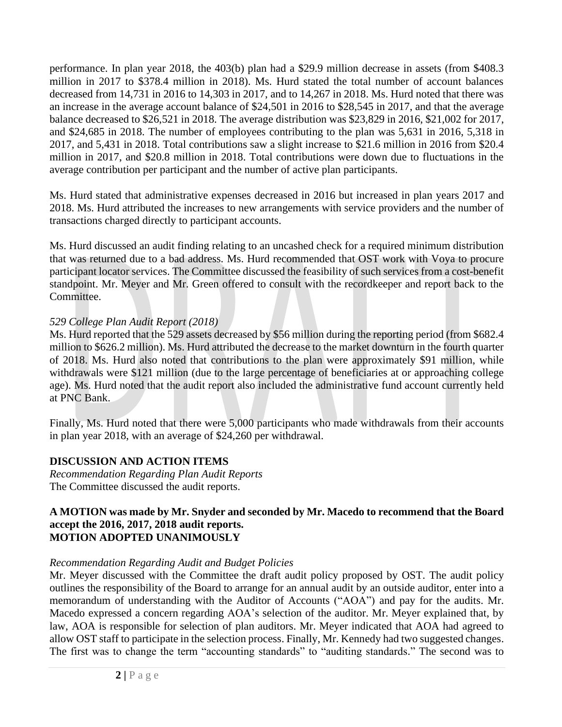performance. In plan year 2018, the 403(b) plan had a $29.9 million decrease in assets (from $408.3 million in 2017 to $378.4 million in 2018). Ms. Hurd stated the total number of account balances decreased from 14,731 in 2016 to 14,303 in 2017, and to 14,267 in 2018. Ms. Hurd noted that there was an increase in the average account balance of $24,501 in 2016 to $28,545 in 2017, and that the average balance decreased to $26,521 in 2018. The average distribution was $23,829 in 2016, $21,002 for 2017, and $24,685 in 2018. The number of employees contributing to the plan was 5,631 in 2016, 5,318 in 2017, and 5,431 in 2018. Total contributions saw a slight increase to $21.6 million in 2016 from $20.4 million in 2017, and $20.8 million in 2018. Total contributions were down due to fluctuations in the average contribution per participant and the number of active plan participants.

Ms. Hurd stated that administrative expenses decreased in 2016 but increased in plan years 2017 and 2018. Ms. Hurd attributed the increases to new arrangements with service providers and the number of transactions charged directly to participant accounts.

Ms. Hurd discussed an audit finding relating to an uncashed check for a required minimum distribution that was returned due to a bad address. Ms. Hurd recommended that OST work with Voya to procure participant locator services. The Committee discussed the feasibility of such services from a cost-benefit standpoint. Mr. Meyer and Mr. Green offered to consult with the recordkeeper and report back to the Committee.

*529 College Plan Audit Report (2018)*
Ms. Hurd reported that the 529 assets decreased by $56 million during the reporting period (from $682.4 million to $626.2 million). Ms. Hurd attributed the decrease to the market downturn in the fourth quarter of 2018. Ms. Hurd also noted that contributions to the plan were approximately $91 million, while withdrawals were $121 million (due to the large percentage of beneficiaries at or approaching college age). Ms. Hurd noted that the audit report also included the administrative fund account currently held at PNC Bank.

Finally, Ms. Hurd noted that there were 5,000 participants who made withdrawals from their accounts in plan year 2018, with an average of $24,260 per withdrawal.

**DISCUSSION AND ACTION ITEMS**

*Recommendation Regarding Plan Audit Reports*
The Committee discussed the audit reports.

**A MOTION was made by Mr. Snyder and seconded by Mr. Macedo to recommend that the Board accept the 2016, 2017, 2018 audit reports.**
**MOTION ADOPTED UNANIMOUSLY**

*Recommendation Regarding Audit and Budget Policies*
Mr. Meyer discussed with the Committee the draft audit policy proposed by OST. The audit policy outlines the responsibility of the Board to arrange for an annual audit by an outside auditor, enter into a memorandum of understanding with the Auditor of Accounts ("AOA") and pay for the audits. Mr. Macedo expressed a concern regarding AOA's selection of the auditor. Mr. Meyer explained that, by law, AOA is responsible for selection of plan auditors. Mr. Meyer indicated that AOA had agreed to allow OST staff to participate in the selection process. Finally, Mr. Kennedy had two suggested changes. The first was to change the term "accounting standards" to "auditing standards." The second was to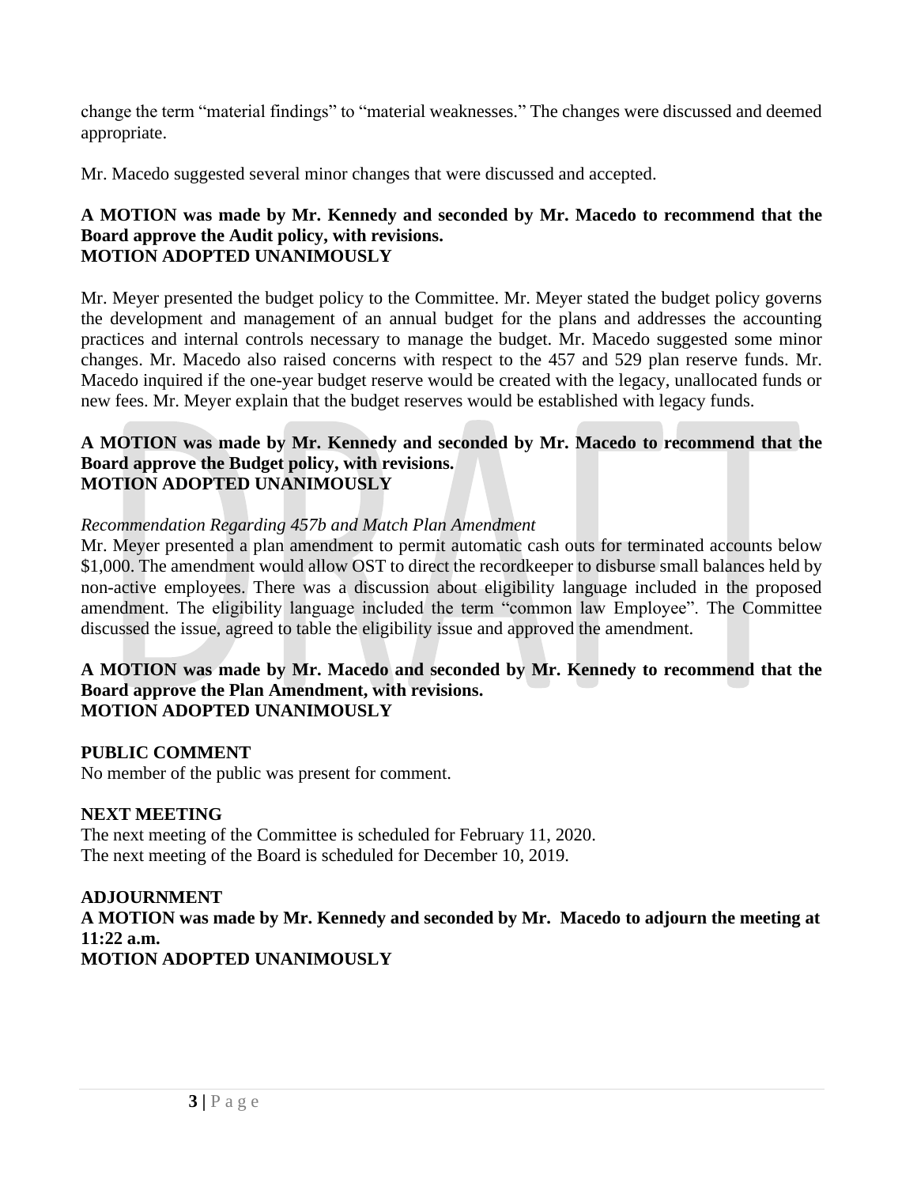change the term “material findings” to “material weaknesses.” The changes were discussed and deemed appropriate.

Mr. Macedo suggested several minor changes that were discussed and accepted.

**A MOTION was made by Mr. Kennedy and seconded by Mr. Macedo to recommend that the Board approve the Audit policy, with revisions.**
**MOTION ADOPTED UNANIMOUSLY**

Mr. Meyer presented the budget policy to the Committee. Mr. Meyer stated the budget policy governs the development and management of an annual budget for the plans and addresses the accounting practices and internal controls necessary to manage the budget. Mr. Macedo suggested some minor changes. Mr. Macedo also raised concerns with respect to the 457 and 529 plan reserve funds. Mr. Macedo inquired if the one-year budget reserve would be created with the legacy, unallocated funds or new fees. Mr. Meyer explain that the budget reserves would be established with legacy funds.

**A MOTION was made by Mr. Kennedy and seconded by Mr. Macedo to recommend that the Board approve the Budget policy, with revisions.**
**MOTION ADOPTED UNANIMOUSLY**

*Recommendation Regarding 457b and Match Plan Amendment*

Mr. Meyer presented a plan amendment to permit automatic cash outs for terminated accounts below $1,000. The amendment would allow OST to direct the recordkeeper to disburse small balances held by non-active employees. There was a discussion about eligibility language included in the proposed amendment. The eligibility language included the term “common law Employee”. The Committee discussed the issue, agreed to table the eligibility issue and approved the amendment.

**A MOTION was made by Mr. Macedo and seconded by Mr. Kennedy to recommend that the Board approve the Plan Amendment, with revisions.**
**MOTION ADOPTED UNANIMOUSLY**

**PUBLIC COMMENT**

No member of the public was present for comment.

**NEXT MEETING**

The next meeting of the Committee is scheduled for February 11, 2020.
The next meeting of the Board is scheduled for December 10, 2019.

**ADJOURNMENT**

**A MOTION was made by Mr. Kennedy and seconded by Mr. Macedo to adjourn the meeting at 11:22 a.m.**
**MOTION ADOPTED UNANIMOUSLY**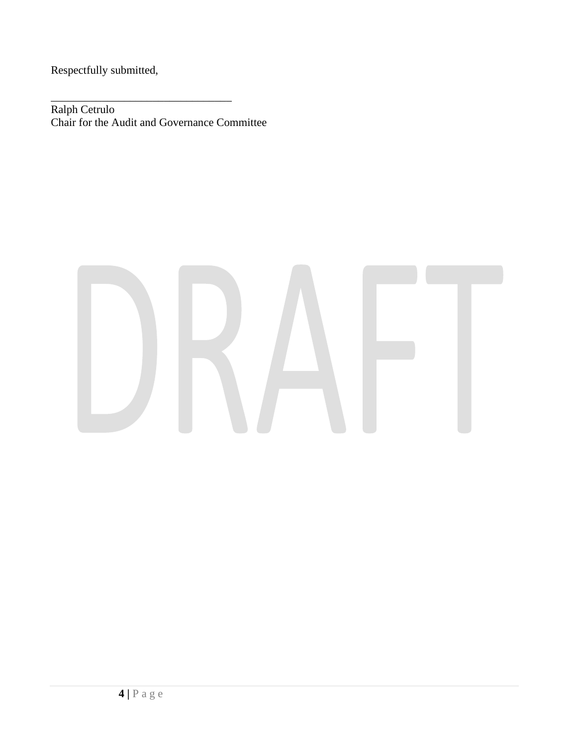Respectfully submitted,

\_\_\_\_\_\_\_\_\_\_\_\_\_\_\_\_\_\_\_\_\_\_\_\_\_\_\_\_\_\_\_\_\_

Ralph Cetrulo
Chair for the Audit and Governance Committee

DRAFT